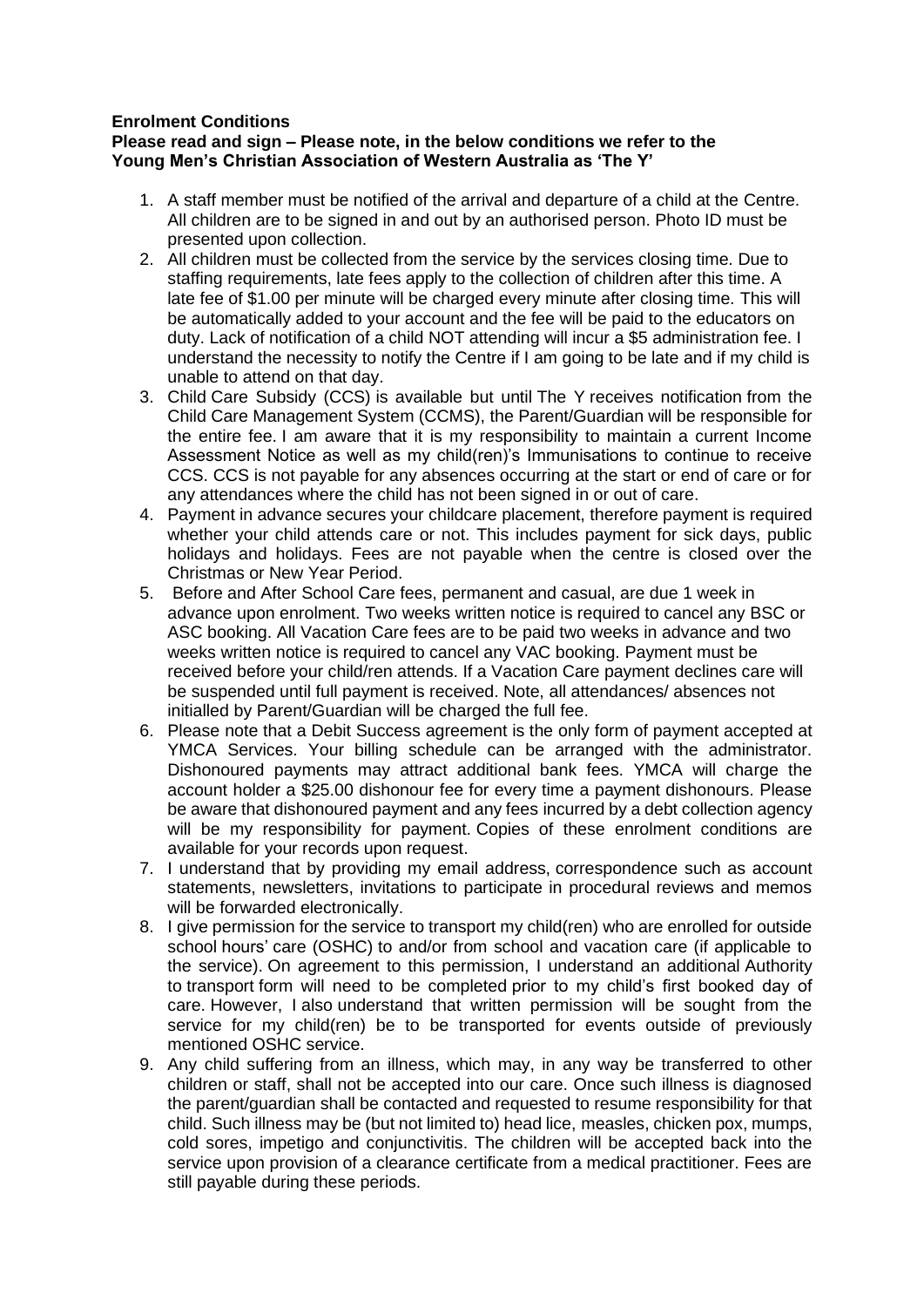**Enrolment Conditions**

**Please read and sign – Please note, in the below conditions we refer to the Young Men's Christian Association of Western Australia as 'The Y'**

1. A staff member must be notified of the arrival and departure of a child at the Centre. All children are to be signed in and out by an authorised person. Photo ID must be presented upon collection.
2. All children must be collected from the service by the services closing time. Due to staffing requirements, late fees apply to the collection of children after this time. A late fee of $1.00 per minute will be charged every minute after closing time. This will be automatically added to your account and the fee will be paid to the educators on duty. Lack of notification of a child NOT attending will incur a $5 administration fee. I understand the necessity to notify the Centre if I am going to be late and if my child is unable to attend on that day.
3. Child Care Subsidy (CCS) is available but until The Y receives notification from the Child Care Management System (CCMS), the Parent/Guardian will be responsible for the entire fee. I am aware that it is my responsibility to maintain a current Income Assessment Notice as well as my child(ren)'s Immunisations to continue to receive CCS. CCS is not payable for any absences occurring at the start or end of care or for any attendances where the child has not been signed in or out of care.
4. Payment in advance secures your childcare placement, therefore payment is required whether your child attends care or not. This includes payment for sick days, public holidays and holidays. Fees are not payable when the centre is closed over the Christmas or New Year Period.
5. Before and After School Care fees, permanent and casual, are due 1 week in advance upon enrolment. Two weeks written notice is required to cancel any BSC or ASC booking. All Vacation Care fees are to be paid two weeks in advance and two weeks written notice is required to cancel any VAC booking. Payment must be received before your child/ren attends. If a Vacation Care payment declines care will be suspended until full payment is received. Note, all attendances/ absences not initialled by Parent/Guardian will be charged the full fee.
6. Please note that a Debit Success agreement is the only form of payment accepted at YMCA Services. Your billing schedule can be arranged with the administrator. Dishonoured payments may attract additional bank fees. YMCA will charge the account holder a $25.00 dishonour fee for every time a payment dishonours. Please be aware that dishonoured payment and any fees incurred by a debt collection agency will be my responsibility for payment. Copies of these enrolment conditions are available for your records upon request.
7. I understand that by providing my email address, correspondence such as account statements, newsletters, invitations to participate in procedural reviews and memos will be forwarded electronically.
8. I give permission for the service to transport my child(ren) who are enrolled for outside school hours' care (OSHC) to and/or from school and vacation care (if applicable to the service). On agreement to this permission, I understand an additional Authority to transport form will need to be completed prior to my child's first booked day of care. However, I also understand that written permission will be sought from the service for my child(ren) be to be transported for events outside of previously mentioned OSHC service.
9. Any child suffering from an illness, which may, in any way be transferred to other children or staff, shall not be accepted into our care. Once such illness is diagnosed the parent/guardian shall be contacted and requested to resume responsibility for that child. Such illness may be (but not limited to) head lice, measles, chicken pox, mumps, cold sores, impetigo and conjunctivitis. The children will be accepted back into the service upon provision of a clearance certificate from a medical practitioner. Fees are still payable during these periods.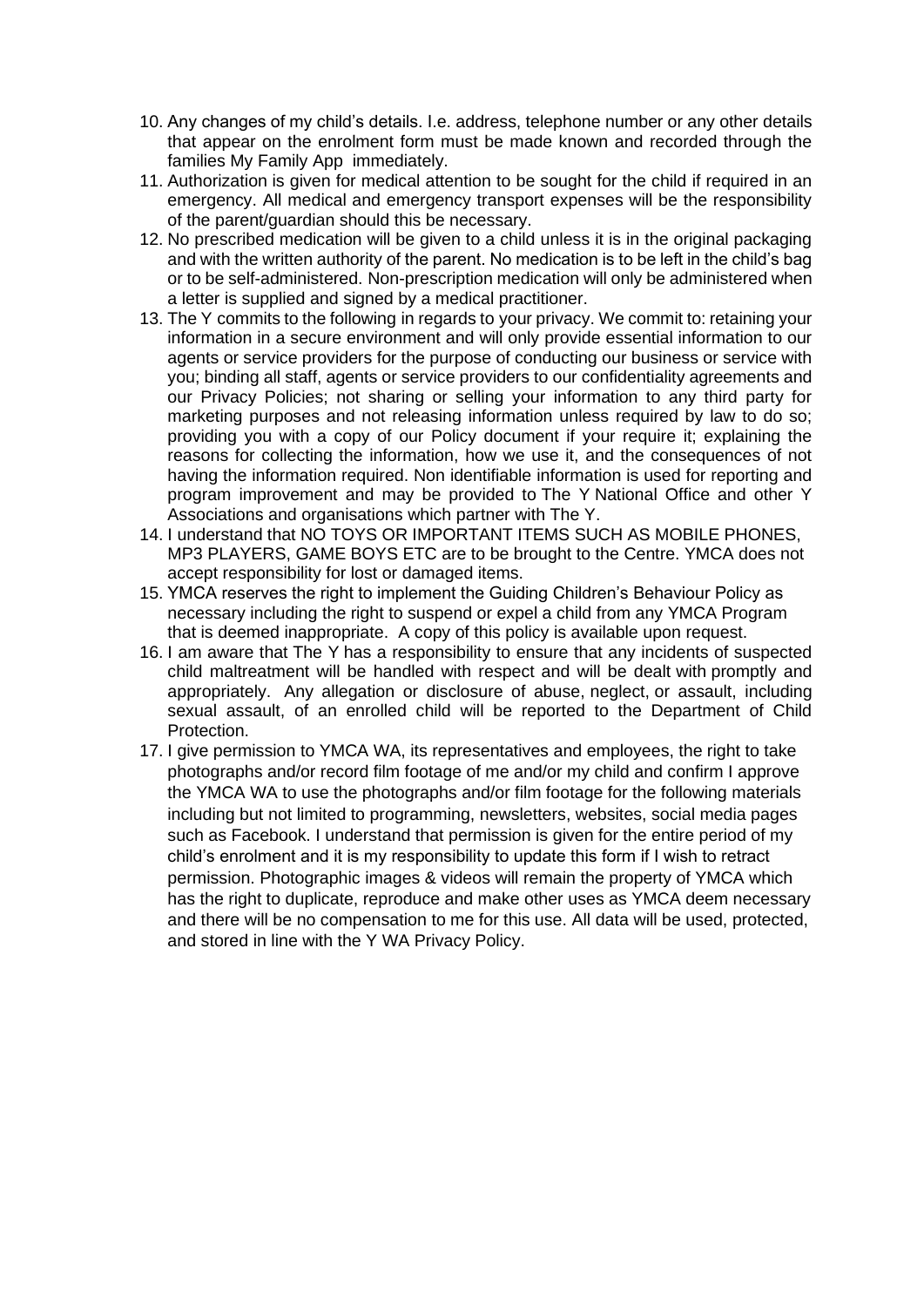10. Any changes of my child's details. I.e. address, telephone number or any other details that appear on the enrolment form must be made known and recorded through the families My Family App immediately.
11. Authorization is given for medical attention to be sought for the child if required in an emergency. All medical and emergency transport expenses will be the responsibility of the parent/guardian should this be necessary.
12. No prescribed medication will be given to a child unless it is in the original packaging and with the written authority of the parent. No medication is to be left in the child's bag or to be self-administered. Non-prescription medication will only be administered when a letter is supplied and signed by a medical practitioner.
13. The Y commits to the following in regards to your privacy. We commit to: retaining your information in a secure environment and will only provide essential information to our agents or service providers for the purpose of conducting our business or service with you; binding all staff, agents or service providers to our confidentiality agreements and our Privacy Policies; not sharing or selling your information to any third party for marketing purposes and not releasing information unless required by law to do so; providing you with a copy of our Policy document if your require it; explaining the reasons for collecting the information, how we use it, and the consequences of not having the information required. Non identifiable information is used for reporting and program improvement and may be provided to The Y National Office and other Y Associations and organisations which partner with The Y.
14. I understand that NO TOYS OR IMPORTANT ITEMS SUCH AS MOBILE PHONES, MP3 PLAYERS, GAME BOYS ETC are to be brought to the Centre. YMCA does not accept responsibility for lost or damaged items.
15. YMCA reserves the right to implement the Guiding Children's Behaviour Policy as necessary including the right to suspend or expel a child from any YMCA Program that is deemed inappropriate. A copy of this policy is available upon request.
16. I am aware that The Y has a responsibility to ensure that any incidents of suspected child maltreatment will be handled with respect and will be dealt with promptly and appropriately. Any allegation or disclosure of abuse, neglect, or assault, including sexual assault, of an enrolled child will be reported to the Department of Child Protection.
17. I give permission to YMCA WA, its representatives and employees, the right to take photographs and/or record film footage of me and/or my child and confirm I approve the YMCA WA to use the photographs and/or film footage for the following materials including but not limited to programming, newsletters, websites, social media pages such as Facebook. I understand that permission is given for the entire period of my child's enrolment and it is my responsibility to update this form if I wish to retract permission. Photographic images & videos will remain the property of YMCA which has the right to duplicate, reproduce and make other uses as YMCA deem necessary and there will be no compensation to me for this use. All data will be used, protected, and stored in line with the Y WA Privacy Policy.